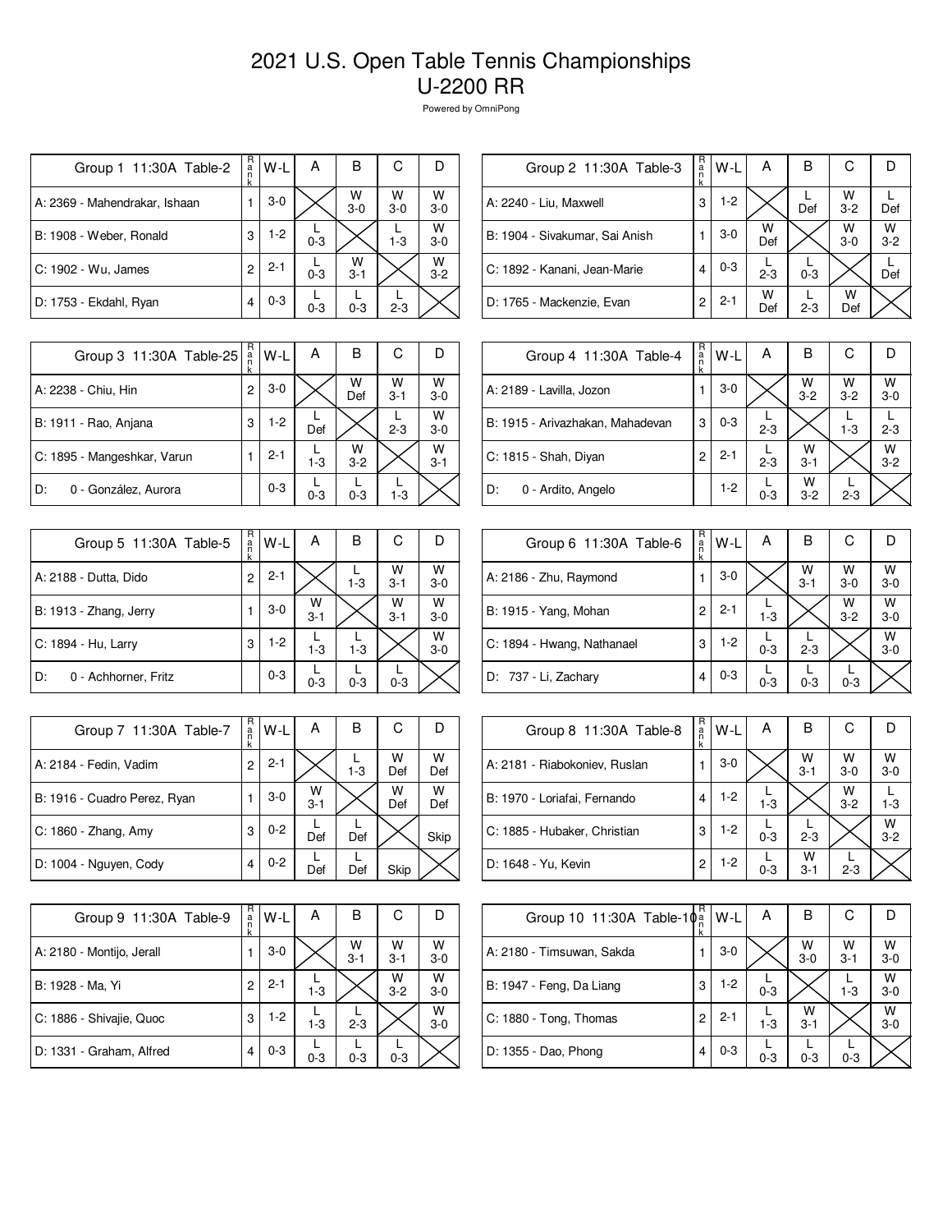# 2021 U.S. Open Table Tennis Championships
## U-2200 RR

Powered by OmniPong

| Group 1 11:30A Table-2 | Rank | W-L | A | B | C | D |
|---|---|---|---|---|---|---|
| A: 2369 - Mahendrakar, Ishaan | 1 | 3-0 | | W 3-0 | W 3-0 | W 3-0 |
| B: 1908 - Weber, Ronald | 3 | 1-2 | L 0-3 | | L 1-3 | W 3-0 |
| C: 1902 - Wu, James | 2 | 2-1 | L 0-3 | W 3-1 | | W 3-2 |
| D: 1753 - Ekdahl, Ryan | 4 | 0-3 | L 0-3 | L 0-3 | L 2-3 | |

| Group 2 11:30A Table-3 | Rank | W-L | A | B | C | D |
|---|---|---|---|---|---|---|
| A: 2240 - Liu, Maxwell | 3 | 1-2 | | L Def | W 3-2 | L Def |
| B: 1904 - Sivakumar, Sai Anish | 1 | 3-0 | W Def | | W 3-0 | W 3-2 |
| C: 1892 - Kanani, Jean-Marie | 4 | 0-3 | L 2-3 | L 0-3 | | L Def |
| D: 1765 - Mackenzie, Evan | 2 | 2-1 | W Def | L 2-3 | W Def | |

| Group 3 11:30A Table-25 | Rank | W-L | A | B | C | D |
|---|---|---|---|---|---|---|
| A: 2238 - Chiu, Hin | 2 | 3-0 | | W Def | W 3-1 | W 3-0 |
| B: 1911 - Rao, Anjana | 3 | 1-2 | L Def | | L 2-3 | W 3-0 |
| C: 1895 - Mangeshkar, Varun | 1 | 2-1 | L 1-3 | W 3-2 | | W 3-1 |
| D: 0 - González, Aurora | | 0-3 | L 0-3 | L 0-3 | L 1-3 | |

| Group 4 11:30A Table-4 | Rank | W-L | A | B | C | D |
|---|---|---|---|---|---|---|
| A: 2189 - Lavilla, Jozon | 1 | 3-0 | | W 3-2 | W 3-2 | W 3-0 |
| B: 1915 - Arivazhakan, Mahadevan | 3 | 0-3 | L 2-3 | | L 1-3 | L 2-3 |
| C: 1815 - Shah, Diyan | 2 | 2-1 | L 2-3 | W 3-1 | | W 3-2 |
| D: 0 - Ardito, Angelo | | 1-2 | L 0-3 | W 3-2 | L 2-3 | |

| Group 5 11:30A Table-5 | Rank | W-L | A | B | C | D |
|---|---|---|---|---|---|---|
| A: 2188 - Dutta, Dido | 2 | 2-1 | | L 1-3 | W 3-1 | W 3-0 |
| B: 1913 - Zhang, Jerry | 1 | 3-0 | W 3-1 | | W 3-1 | W 3-0 |
| C: 1894 - Hu, Larry | 3 | 1-2 | L 1-3 | L 1-3 | | W 3-0 |
| D: 0 - Achhorner, Fritz | | 0-3 | L 0-3 | L 0-3 | L 0-3 | |

| Group 6 11:30A Table-6 | Rank | W-L | A | B | C | D |
|---|---|---|---|---|---|---|
| A: 2186 - Zhu, Raymond | 1 | 3-0 | | W 3-1 | W 3-0 | W 3-0 |
| B: 1915 - Yang, Mohan | 2 | 2-1 | L 1-3 | | W 3-2 | W 3-0 |
| C: 1894 - Hwang, Nathanael | 3 | 1-2 | L 0-3 | L 2-3 | | W 3-0 |
| D: 737 - Li, Zachary | 4 | 0-3 | L 0-3 | L 0-3 | L 0-3 | |

| Group 7 11:30A Table-7 | Rank | W-L | A | B | C | D |
|---|---|---|---|---|---|---|
| A: 2184 - Fedin, Vadim | 2 | 2-1 | | L 1-3 | W Def | W Def |
| B: 1916 - Cuadro Perez, Ryan | 1 | 3-0 | W 3-1 | | W Def | W Def |
| C: 1860 - Zhang, Amy | 3 | 0-2 | L Def | L Def | | Skip |
| D: 1004 - Nguyen, Cody | 4 | 0-2 | L Def | L Def | Skip | |

| Group 8 11:30A Table-8 | Rank | W-L | A | B | C | D |
|---|---|---|---|---|---|---|
| A: 2181 - Riabokoniev, Ruslan | 1 | 3-0 | | W 3-1 | W 3-0 | W 3-0 |
| B: 1970 - Loriafai, Fernando | 4 | 1-2 | L 1-3 | | W 3-2 | L 1-3 |
| C: 1885 - Hubaker, Christian | 3 | 1-2 | L 0-3 | L 2-3 | | W 3-2 |
| D: 1648 - Yu, Kevin | 2 | 1-2 | L 0-3 | W 3-1 | L 2-3 | |

| Group 9 11:30A Table-9 | Rank | W-L | A | B | C | D |
|---|---|---|---|---|---|---|
| A: 2180 - Montijo, Jerall | 1 | 3-0 | | W 3-1 | W 3-1 | W 3-0 |
| B: 1928 - Ma, Yi | 2 | 2-1 | L 1-3 | | W 3-2 | W 3-0 |
| C: 1886 - Shivajie, Quoc | 3 | 1-2 | L 1-3 | L 2-3 | | W 3-0 |
| D: 1331 - Graham, Alfred | 4 | 0-3 | L 0-3 | L 0-3 | L 0-3 | |

| Group 10 11:30A Table-10 | Rank | W-L | A | B | C | D |
|---|---|---|---|---|---|---|
| A: 2180 - Timsuwan, Sakda | 1 | 3-0 | | W 3-0 | W 3-1 | W 3-0 |
| B: 1947 - Feng, Da Liang | 3 | 1-2 | L 0-3 | | L 1-3 | W 3-0 |
| C: 1880 - Tong, Thomas | 2 | 2-1 | L 1-3 | W 3-1 | | W 3-0 |
| D: 1355 - Dao, Phong | 4 | 0-3 | L 0-3 | L 0-3 | L 0-3 | |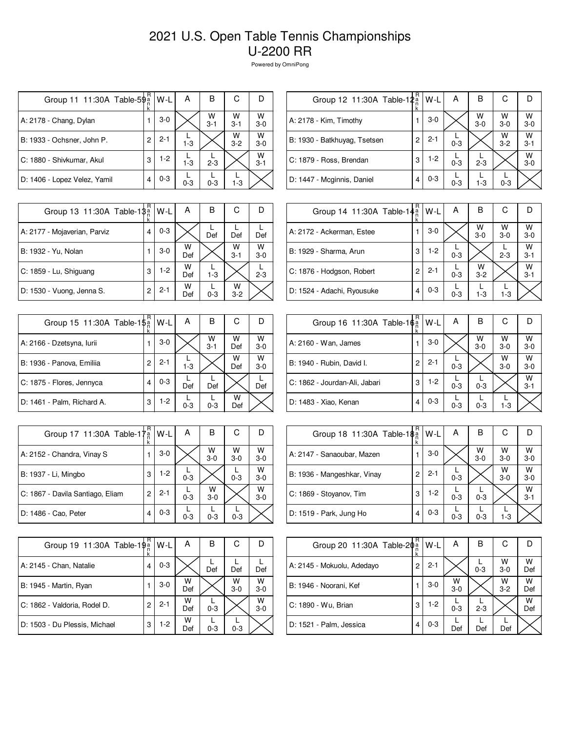# 2021 U.S. Open Table Tennis Championships
## U-2200 RR

Powered by OmniPong

| Group 11 11:30A Table-59 | Rank | W-L | A | B | C | D |
|---|---|---|---|---|---|---|
| A: 2178 - Chang, Dylan | 1 | 3-0 | | W 3-1 | W 3-1 | W 3-0 |
| B: 1933 - Ochsner, John P. | 2 | 2-1 | L 1-3 | | W 3-2 | W 3-0 |
| C: 1880 - Shivkumar, Akul | 3 | 1-2 | L 1-3 | L 2-3 | | W 3-1 |
| D: 1406 - Lopez Velez, Yamil | 4 | 0-3 | L 0-3 | L 0-3 | L 1-3 | |

| Group 12 11:30A Table-12 | Rank | W-L | A | B | C | D |
|---|---|---|---|---|---|---|
| A: 2178 - Kim, Timothy | 1 | 3-0 | | W 3-0 | W 3-0 | W 3-0 |
| B: 1930 - Batkhuyag, Tsetsen | 2 | 2-1 | L 0-3 | | W 3-2 | W 3-1 |
| C: 1879 - Ross, Brendan | 3 | 1-2 | L 0-3 | L 2-3 | | W 3-0 |
| D: 1447 - Mcginnis, Daniel | 4 | 0-3 | L 0-3 | L 1-3 | L 0-3 | |

| Group 13 11:30A Table-13 | Rank | W-L | A | B | C | D |
|---|---|---|---|---|---|---|
| A: 2177 - Mojaverian, Parviz | 4 | 0-3 | | L Def | L Def | L Def |
| B: 1932 - Yu, Nolan | 1 | 3-0 | W Def | | W 3-1 | W 3-0 |
| C: 1859 - Lu, Shiguang | 3 | 1-2 | W Def | L 1-3 | | L 2-3 |
| D: 1530 - Vuong, Jenna S. | 2 | 2-1 | W Def | L 0-3 | W 3-2 | |

| Group 14 11:30A Table-14 | Rank | W-L | A | B | C | D |
|---|---|---|---|---|---|---|
| A: 2172 - Ackerman, Estee | 1 | 3-0 | | W 3-0 | W 3-0 | W 3-0 |
| B: 1929 - Sharma, Arun | 3 | 1-2 | L 0-3 | | L 2-3 | W 3-1 |
| C: 1876 - Hodgson, Robert | 2 | 2-1 | L 0-3 | W 3-2 | | W 3-1 |
| D: 1524 - Adachi, Ryousuke | 4 | 0-3 | L 0-3 | L 1-3 | L 1-3 | |

| Group 15 11:30A Table-15 | Rank | W-L | A | B | C | D |
|---|---|---|---|---|---|---|
| A: 2166 - Dzetsyna, Iurii | 1 | 3-0 | | W 3-1 | W Def | W 3-0 |
| B: 1936 - Panova, Emiliia | 2 | 2-1 | L 1-3 | | W Def | W 3-0 |
| C: 1875 - Flores, Jennyca | 4 | 0-3 | L Def | L Def | | L Def |
| D: 1461 - Palm, Richard A. | 3 | 1-2 | L 0-3 | L 0-3 | W Def | |

| Group 16 11:30A Table-16 | Rank | W-L | A | B | C | D |
|---|---|---|---|---|---|---|
| A: 2160 - Wan, James | 1 | 3-0 | | W 3-0 | W 3-0 | W 3-0 |
| B: 1940 - Rubin, David I. | 2 | 2-1 | L 0-3 | | W 3-0 | W 3-0 |
| C: 1862 - Jourdan-Ali, Jabari | 3 | 1-2 | L 0-3 | L 0-3 | | W 3-1 |
| D: 1483 - Xiao, Kenan | 4 | 0-3 | L 0-3 | L 0-3 | L 1-3 | |

| Group 17 11:30A Table-17 | Rank | W-L | A | B | C | D |
|---|---|---|---|---|---|---|
| A: 2152 - Chandra, Vinay S | 1 | 3-0 | | W 3-0 | W 3-0 | W 3-0 |
| B: 1937 - Li, Mingbo | 3 | 1-2 | L 0-3 | | L 0-3 | W 3-0 |
| C: 1867 - Davila Santiago, Eliam | 2 | 2-1 | L 0-3 | W 3-0 | | W 3-0 |
| D: 1486 - Cao, Peter | 4 | 0-3 | L 0-3 | L 0-3 | L 0-3 | |

| Group 18 11:30A Table-18 | Rank | W-L | A | B | C | D |
|---|---|---|---|---|---|---|
| A: 2147 - Sanaoubar, Mazen | 1 | 3-0 | | W 3-0 | W 3-0 | W 3-0 |
| B: 1936 - Mangeshkar, Vinay | 2 | 2-1 | L 0-3 | | W 3-0 | W 3-0 |
| C: 1869 - Stoyanov, Tim | 3 | 1-2 | L 0-3 | L 0-3 | | W 3-1 |
| D: 1519 - Park, Jung Ho | 4 | 0-3 | L 0-3 | L 0-3 | L 1-3 | |

| Group 19 11:30A Table-19 | Rank | W-L | A | B | C | D |
|---|---|---|---|---|---|---|
| A: 2145 - Chan, Natalie | 4 | 0-3 | | L Def | L Def | L Def |
| B: 1945 - Martin, Ryan | 1 | 3-0 | W Def | | W 3-0 | W 3-0 |
| C: 1862 - Valdoria, Rodel D. | 2 | 2-1 | W Def | L 0-3 | | W 3-0 |
| D: 1503 - Du Plessis, Michael | 3 | 1-2 | W Def | L 0-3 | L 0-3 | |

| Group 20 11:30A Table-20 | Rank | W-L | A | B | C | D |
|---|---|---|---|---|---|---|
| A: 2145 - Mokuolu, Adedayo | 2 | 2-1 | | L 0-3 | W 3-0 | W Def |
| B: 1946 - Noorani, Kef | 1 | 3-0 | W 3-0 | | W 3-2 | W Def |
| C: 1890 - Wu, Brian | 3 | 1-2 | L 0-3 | L 2-3 | | W Def |
| D: 1521 - Palm, Jessica | 4 | 0-3 | L Def | L Def | L Def | |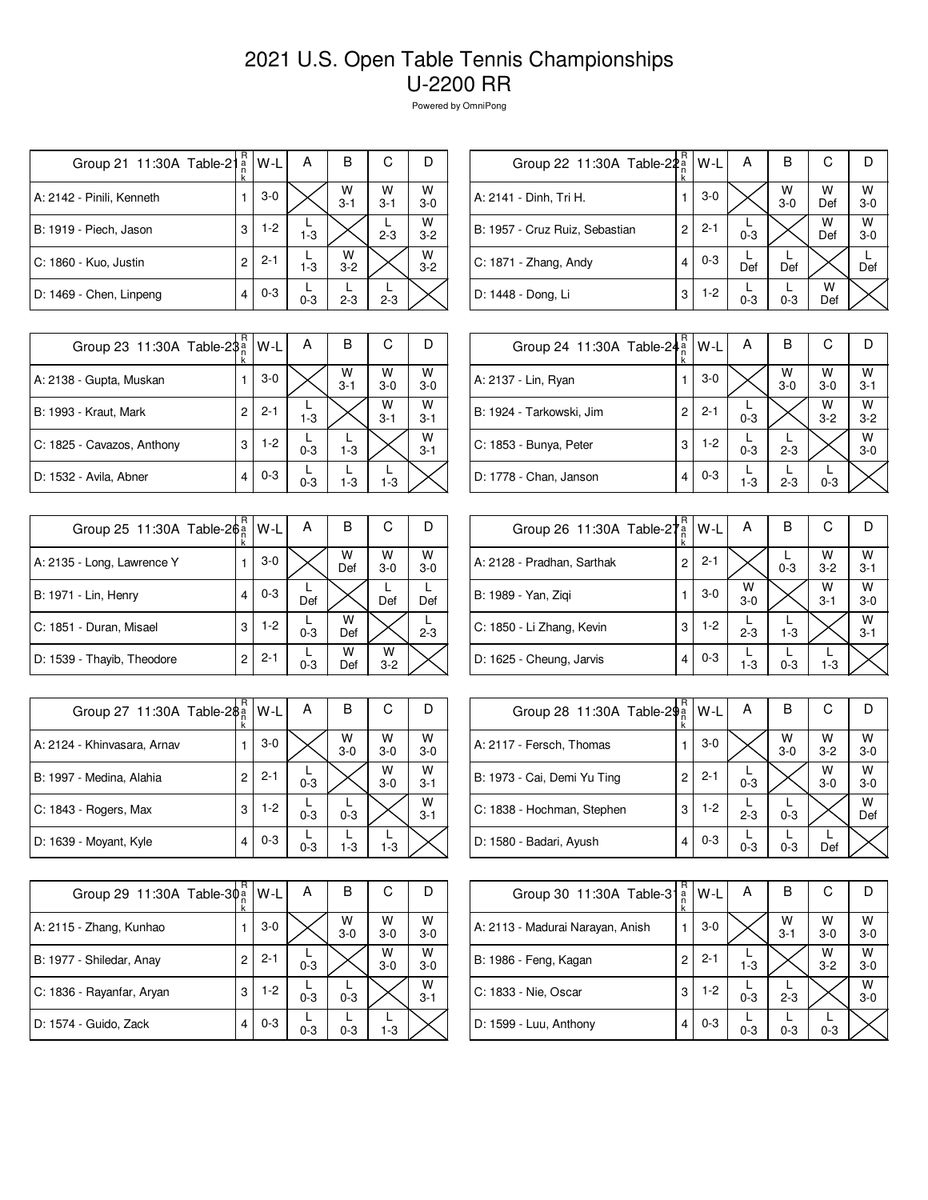# 2021 U.S. Open Table Tennis Championships
## U-2200 RR

Powered by OmniPong

| Group 21 11:30A Table-21 | Rank | W-L | A | B | C | D |
|---|---|---|---|---|---|---|
| A: 2142 - Pinili, Kenneth | 1 | 3-0 | | W 3-1 | W 3-1 | W 3-0 |
| B: 1919 - Piech, Jason | 3 | 1-2 | L 1-3 | | L 2-3 | W 3-2 |
| C: 1860 - Kuo, Justin | 2 | 2-1 | L 1-3 | W 3-2 | | W 3-2 |
| D: 1469 - Chen, Linpeng | 4 | 0-3 | L 0-3 | L 2-3 | L 2-3 | |

| Group 22 11:30A Table-22 | Rank | W-L | A | B | C | D |
|---|---|---|---|---|---|---|
| A: 2141 - Dinh, Tri H. | 1 | 3-0 | | W 3-0 | W Def | W 3-0 |
| B: 1957 - Cruz Ruiz, Sebastian | 2 | 2-1 | L 0-3 | | W Def | W 3-0 |
| C: 1871 - Zhang, Andy | 4 | 0-3 | L Def | L Def | | L Def |
| D: 1448 - Dong, Li | 3 | 1-2 | L 0-3 | L 0-3 | W Def | |

| Group 23 11:30A Table-23 | Rank | W-L | A | B | C | D |
|---|---|---|---|---|---|---|
| A: 2138 - Gupta, Muskan | 1 | 3-0 | | W 3-1 | W 3-0 | W 3-0 |
| B: 1993 - Kraut, Mark | 2 | 2-1 | L 1-3 | | W 3-1 | W 3-1 |
| C: 1825 - Cavazos, Anthony | 3 | 1-2 | L 0-3 | L 1-3 | | W 3-1 |
| D: 1532 - Avila, Abner | 4 | 0-3 | L 0-3 | L 1-3 | L 1-3 | |

| Group 24 11:30A Table-24 | Rank | W-L | A | B | C | D |
|---|---|---|---|---|---|---|
| A: 2137 - Lin, Ryan | 1 | 3-0 | | W 3-0 | W 3-0 | W 3-1 |
| B: 1924 - Tarkowski, Jim | 2 | 2-1 | L 0-3 | | W 3-2 | W 3-2 |
| C: 1853 - Bunya, Peter | 3 | 1-2 | L 0-3 | L 2-3 | | W 3-0 |
| D: 1778 - Chan, Janson | 4 | 0-3 | L 1-3 | L 2-3 | L 0-3 | |

| Group 25 11:30A Table-26 | Rank | W-L | A | B | C | D |
|---|---|---|---|---|---|---|
| A: 2135 - Long, Lawrence Y | 1 | 3-0 | | W Def | W 3-0 | W 3-0 |
| B: 1971 - Lin, Henry | 4 | 0-3 | L Def | | L Def | L Def |
| C: 1851 - Duran, Misael | 3 | 1-2 | L 0-3 | W Def | | L 2-3 |
| D: 1539 - Thayib, Theodore | 2 | 2-1 | L 0-3 | W Def | W 3-2 | |

| Group 26 11:30A Table-27 | Rank | W-L | A | B | C | D |
|---|---|---|---|---|---|---|
| A: 2128 - Pradhan, Sarthak | 2 | 2-1 | | L 0-3 | W 3-2 | W 3-1 |
| B: 1989 - Yan, Ziqi | 1 | 3-0 | W 3-0 | | W 3-1 | W 3-0 |
| C: 1850 - Li Zhang, Kevin | 3 | 1-2 | L 2-3 | L 1-3 | | W 3-1 |
| D: 1625 - Cheung, Jarvis | 4 | 0-3 | L 1-3 | L 0-3 | L 1-3 | |

| Group 27 11:30A Table-28 | Rank | W-L | A | B | C | D |
|---|---|---|---|---|---|---|
| A: 2124 - Khinvasara, Arnav | 1 | 3-0 | | W 3-0 | W 3-0 | W 3-0 |
| B: 1997 - Medina, Alahia | 2 | 2-1 | L 0-3 | | W 3-0 | W 3-1 |
| C: 1843 - Rogers, Max | 3 | 1-2 | L 0-3 | L 0-3 | | W 3-1 |
| D: 1639 - Moyant, Kyle | 4 | 0-3 | L 0-3 | L 1-3 | L 1-3 | |

| Group 28 11:30A Table-29 | Rank | W-L | A | B | C | D |
|---|---|---|---|---|---|---|
| A: 2117 - Fersch, Thomas | 1 | 3-0 | | W 3-0 | W 3-2 | W 3-0 |
| B: 1973 - Cai, Demi Yu Ting | 2 | 2-1 | L 0-3 | | W 3-0 | W 3-0 |
| C: 1838 - Hochman, Stephen | 3 | 1-2 | L 2-3 | L 0-3 | | W Def |
| D: 1580 - Badari, Ayush | 4 | 0-3 | L 0-3 | L 0-3 | L Def | |

| Group 29 11:30A Table-30 | Rank | W-L | A | B | C | D |
|---|---|---|---|---|---|---|
| A: 2115 - Zhang, Kunhao | 1 | 3-0 | | W 3-0 | W 3-0 | W 3-0 |
| B: 1977 - Shiledar, Anay | 2 | 2-1 | L 0-3 | | W 3-0 | W 3-0 |
| C: 1836 - Rayanfar, Aryan | 3 | 1-2 | L 0-3 | L 0-3 | | W 3-1 |
| D: 1574 - Guido, Zack | 4 | 0-3 | L 0-3 | L 0-3 | L 1-3 | |

| Group 30 11:30A Table-31 | Rank | W-L | A | B | C | D |
|---|---|---|---|---|---|---|
| A: 2113 - Madurai Narayan, Anish | 1 | 3-0 | | W 3-1 | W 3-0 | W 3-0 |
| B: 1986 - Feng, Kagan | 2 | 2-1 | L 1-3 | | W 3-2 | W 3-0 |
| C: 1833 - Nie, Oscar | 3 | 1-2 | L 0-3 | L 2-3 | | W 3-0 |
| D: 1599 - Luu, Anthony | 4 | 0-3 | L 0-3 | L 0-3 | L 0-3 | |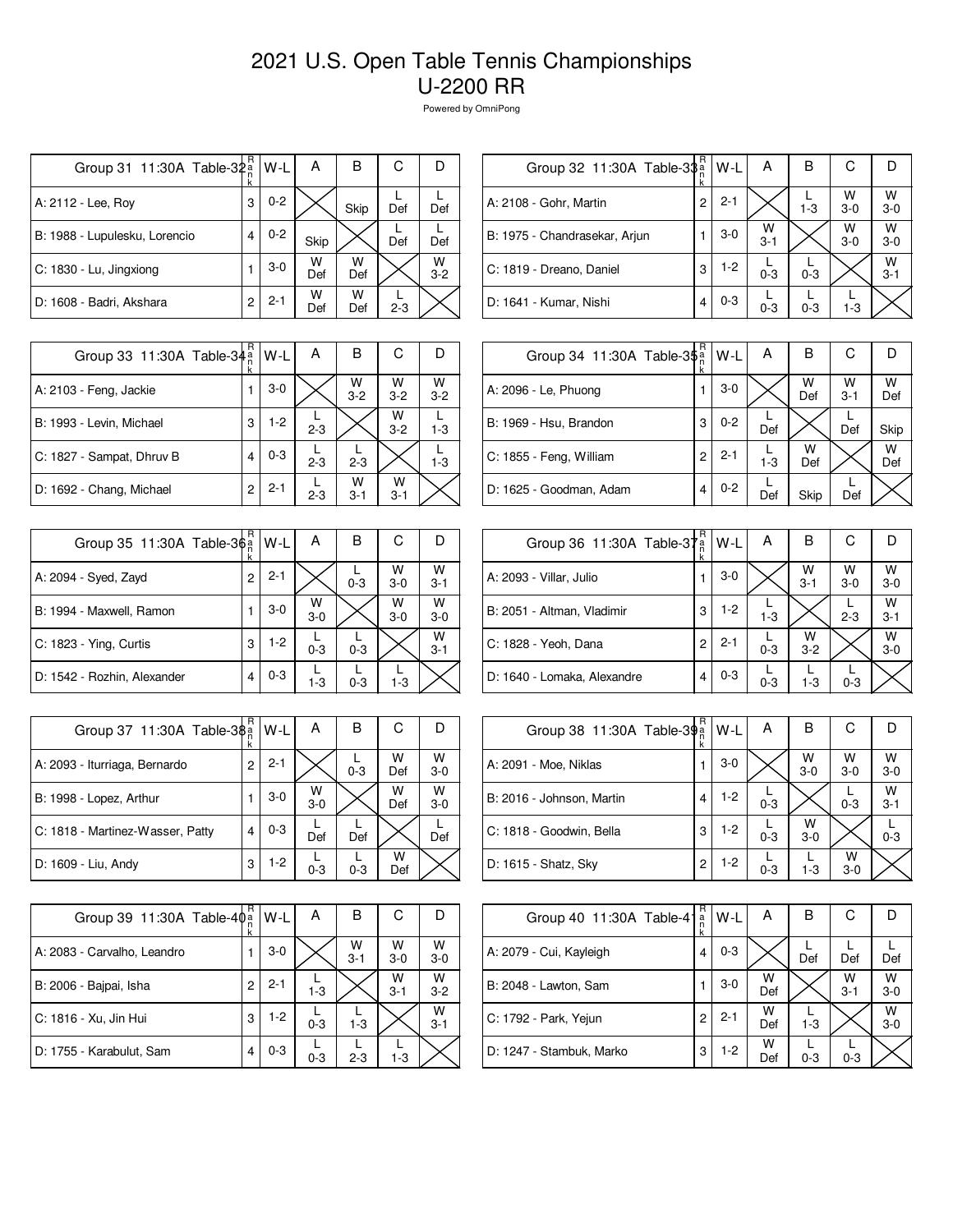# 2021 U.S. Open Table Tennis Championships
## U-2200 RR

Powered by OmniPong

| Group 31 11:30A Table-32 | Rank | W-L | A | B | C | D |
|---|---|---|---|---|---|---|
| A: 2112 - Lee, Roy | 3 | 0-2 | | Skip | L Def | L Def |
| B: 1988 - Lupulesku, Lorencio | 4 | 0-2 | Skip | | L Def | L Def |
| C: 1830 - Lu, Jingxiong | 1 | 3-0 | W Def | W Def | | W 3-2 |
| D: 1608 - Badri, Akshara | 2 | 2-1 | W Def | W Def | L 2-3 | |

| Group 32 11:30A Table-33 | Rank | W-L | A | B | C | D |
|---|---|---|---|---|---|---|
| A: 2108 - Gohr, Martin | 2 | 2-1 | | L 1-3 | W 3-0 | W 3-0 |
| B: 1975 - Chandrasekar, Arjun | 1 | 3-0 | W 3-1 | | W 3-0 | W 3-0 |
| C: 1819 - Dreano, Daniel | 3 | 1-2 | L 0-3 | L 0-3 | | W 3-1 |
| D: 1641 - Kumar, Nishi | 4 | 0-3 | L 0-3 | L 0-3 | L 1-3 | |

| Group 33 11:30A Table-34 | Rank | W-L | A | B | C | D |
|---|---|---|---|---|---|---|
| A: 2103 - Feng, Jackie | 1 | 3-0 | | W 3-2 | W 3-2 | W 3-2 |
| B: 1993 - Levin, Michael | 3 | 1-2 | L 2-3 | | W 3-2 | L 1-3 |
| C: 1827 - Sampat, Dhruv B | 4 | 0-3 | L 2-3 | L 2-3 | | L 1-3 |
| D: 1692 - Chang, Michael | 2 | 2-1 | L 2-3 | W 3-1 | W 3-1 | |

| Group 34 11:30A Table-35 | Rank | W-L | A | B | C | D |
|---|---|---|---|---|---|---|
| A: 2096 - Le, Phuong | 1 | 3-0 | | W Def | W 3-1 | W Def |
| B: 1969 - Hsu, Brandon | 3 | 0-2 | L Def | | L Def | Skip |
| C: 1855 - Feng, William | 2 | 2-1 | L 1-3 | W Def | | W Def |
| D: 1625 - Goodman, Adam | 4 | 0-2 | L Def | Skip | L Def | |

| Group 35 11:30A Table-36 | Rank | W-L | A | B | C | D |
|---|---|---|---|---|---|---|
| A: 2094 - Syed, Zayd | 2 | 2-1 | | L 0-3 | W 3-0 | W 3-1 |
| B: 1994 - Maxwell, Ramon | 1 | 3-0 | W 3-0 | | W 3-0 | W 3-0 |
| C: 1823 - Ying, Curtis | 3 | 1-2 | L 0-3 | L 0-3 | | W 3-1 |
| D: 1542 - Rozhin, Alexander | 4 | 0-3 | L 1-3 | L 0-3 | L 1-3 | |

| Group 36 11:30A Table-37 | Rank | W-L | A | B | C | D |
|---|---|---|---|---|---|---|
| A: 2093 - Villar, Julio | 1 | 3-0 | | W 3-1 | W 3-0 | W 3-0 |
| B: 2051 - Altman, Vladimir | 3 | 1-2 | L 1-3 | | L 2-3 | W 3-1 |
| C: 1828 - Yeoh, Dana | 2 | 2-1 | L 0-3 | W 3-2 | | W 3-0 |
| D: 1640 - Lomaka, Alexandre | 4 | 0-3 | L 0-3 | L 1-3 | L 0-3 | |

| Group 37 11:30A Table-38 | Rank | W-L | A | B | C | D |
|---|---|---|---|---|---|---|
| A: 2093 - Iturriaga, Bernardo | 2 | 2-1 | | L 0-3 | W Def | W 3-0 |
| B: 1998 - Lopez, Arthur | 1 | 3-0 | W 3-0 | | W Def | W 3-0 |
| C: 1818 - Martinez-Wasser, Patty | 4 | 0-3 | L Def | L Def | | L Def |
| D: 1609 - Liu, Andy | 3 | 1-2 | L 0-3 | L 0-3 | W Def | |

| Group 38 11:30A Table-39 | Rank | W-L | A | B | C | D |
|---|---|---|---|---|---|---|
| A: 2091 - Moe, Niklas | 1 | 3-0 | | W 3-0 | W 3-0 | W 3-0 |
| B: 2016 - Johnson, Martin | 4 | 1-2 | L 0-3 | | L 0-3 | W 3-1 |
| C: 1818 - Goodwin, Bella | 3 | 1-2 | L 0-3 | W 3-0 | | L 0-3 |
| D: 1615 - Shatz, Sky | 2 | 1-2 | L 0-3 | L 1-3 | W 3-0 | |

| Group 39 11:30A Table-40 | Rank | W-L | A | B | C | D |
|---|---|---|---|---|---|---|
| A: 2083 - Carvalho, Leandro | 1 | 3-0 | | W 3-1 | W 3-0 | W 3-0 |
| B: 2006 - Bajpai, Isha | 2 | 2-1 | L 1-3 | | W 3-1 | W 3-2 |
| C: 1816 - Xu, Jin Hui | 3 | 1-2 | L 0-3 | L 1-3 | | W 3-1 |
| D: 1755 - Karabulut, Sam | 4 | 0-3 | L 0-3 | L 2-3 | L 1-3 | |

| Group 40 11:30A Table-41 | Rank | W-L | A | B | C | D |
|---|---|---|---|---|---|---|
| A: 2079 - Cui, Kayleigh | 4 | 0-3 | | L Def | L Def | L Def |
| B: 2048 - Lawton, Sam | 1 | 3-0 | W Def | | W 3-1 | W 3-0 |
| C: 1792 - Park, Yejun | 2 | 2-1 | W Def | L 1-3 | | W 3-0 |
| D: 1247 - Stambuk, Marko | 3 | 1-2 | W Def | L 0-3 | L 0-3 | |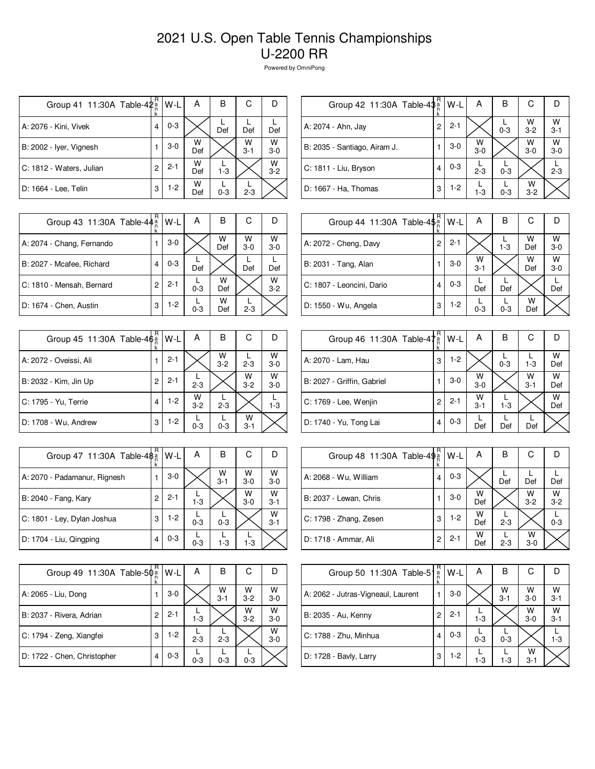# 2021 U.S. Open Table Tennis Championships
# U-2200 RR

Powered by OmniPong

| Group 41 11:30A Table-42 | Rank | W-L | A | B | C | D |
|---|---|---|---|---|---|---|
| A: 2076 - Kini, Vivek | 4 | 0-3 | | L Def | L Def | L Def |
| B: 2002 - Iyer, Vignesh | 1 | 3-0 | W Def | | W 3-1 | W 3-0 |
| C: 1812 - Waters, Julian | 2 | 2-1 | W Def | L 1-3 | | W 3-2 |
| D: 1664 - Lee, Telin | 3 | 1-2 | W Def | L 0-3 | L 2-3 | |

| Group 42 11:30A Table-43 | Rank | W-L | A | B | C | D |
|---|---|---|---|---|---|---|
| A: 2074 - Ahn, Jay | 2 | 2-1 | | L 0-3 | W 3-2 | W 3-1 |
| B: 2035 - Santiago, Airam J. | 1 | 3-0 | W 3-0 | | W 3-0 | W 3-0 |
| C: 1811 - Liu, Bryson | 4 | 0-3 | L 2-3 | L 0-3 | | L 2-3 |
| D: 1667 - Ha, Thomas | 3 | 1-2 | L 1-3 | L 0-3 | W 3-2 | |

| Group 43 11:30A Table-44 | Rank | W-L | A | B | C | D |
|---|---|---|---|---|---|---|
| A: 2074 - Chang, Fernando | 1 | 3-0 | | W Def | W 3-0 | W 3-0 |
| B: 2027 - Mcafee, Richard | 4 | 0-3 | L Def | | L Def | L Def |
| C: 1810 - Mensah, Bernard | 2 | 2-1 | L 0-3 | W Def | | W 3-2 |
| D: 1674 - Chen, Austin | 3 | 1-2 | L 0-3 | W Def | L 2-3 | |

| Group 44 11:30A Table-45 | Rank | W-L | A | B | C | D |
|---|---|---|---|---|---|---|
| A: 2072 - Cheng, Davy | 2 | 2-1 | | L 1-3 | W Def | W 3-0 |
| B: 2031 - Tang, Alan | 1 | 3-0 | W 3-1 | | W Def | W 3-0 |
| C: 1807 - Leoncini, Dario | 4 | 0-3 | L Def | L Def | | L Def |
| D: 1550 - Wu, Angela | 3 | 1-2 | L 0-3 | L 0-3 | W Def | |

| Group 45 11:30A Table-46 | Rank | W-L | A | B | C | D |
|---|---|---|---|---|---|---|
| A: 2072 - Oveissi, Ali | 1 | 2-1 | | W 3-2 | L 2-3 | W 3-0 |
| B: 2032 - Kim, Jin Up | 2 | 2-1 | L 2-3 | | W 3-2 | W 3-0 |
| C: 1795 - Yu, Terrie | 4 | 1-2 | W 3-2 | L 2-3 | | L 1-3 |
| D: 1708 - Wu, Andrew | 3 | 1-2 | L 0-3 | L 0-3 | W 3-1 | |

| Group 46 11:30A Table-47 | Rank | W-L | A | B | C | D |
|---|---|---|---|---|---|---|
| A: 2070 - Lam, Hau | 3 | 1-2 | | L 0-3 | L 1-3 | W Def |
| B: 2027 - Griffin, Gabriel | 1 | 3-0 | W 3-0 | | W 3-1 | W Def |
| C: 1769 - Lee, Wenjin | 2 | 2-1 | W 3-1 | L 1-3 | | W Def |
| D: 1740 - Yu, Tong Lai | 4 | 0-3 | L Def | L Def | L Def | |

| Group 47 11:30A Table-48 | Rank | W-L | A | B | C | D |
|---|---|---|---|---|---|---|
| A: 2070 - Padamanur, Rignesh | 1 | 3-0 | | W 3-1 | W 3-0 | W 3-0 |
| B: 2040 - Fang, Kary | 2 | 2-1 | L 1-3 | | W 3-0 | W 3-1 |
| C: 1801 - Ley, Dylan Joshua | 3 | 1-2 | L 0-3 | L 0-3 | | W 3-1 |
| D: 1704 - Liu, Qingping | 4 | 0-3 | L 0-3 | L 1-3 | L 1-3 | |

| Group 48 11:30A Table-49 | Rank | W-L | A | B | C | D |
|---|---|---|---|---|---|---|
| A: 2068 - Wu, William | 4 | 0-3 | | L Def | L Def | L Def |
| B: 2037 - Lewan, Chris | 1 | 3-0 | W Def | | W 3-2 | W 3-2 |
| C: 1798 - Zhang, Zesen | 3 | 1-2 | W Def | L 2-3 | | L 0-3 |
| D: 1718 - Ammar, Ali | 2 | 2-1 | W Def | L 2-3 | W 3-0 | |

| Group 49 11:30A Table-50 | Rank | W-L | A | B | C | D |
|---|---|---|---|---|---|---|
| A: 2065 - Liu, Dong | 1 | 3-0 | | W 3-1 | W 3-2 | W 3-0 |
| B: 2037 - Rivera, Adrian | 2 | 2-1 | L 1-3 | | W 3-2 | W 3-0 |
| C: 1794 - Zeng, Xiangfei | 3 | 1-2 | L 2-3 | L 2-3 | | W 3-0 |
| D: 1722 - Chen, Christopher | 4 | 0-3 | L 0-3 | L 0-3 | L 0-3 | |

| Group 50 11:30A Table-51 | Rank | W-L | A | B | C | D |
|---|---|---|---|---|---|---|
| A: 2062 - Jutras-Vigneaul, Laurent | 1 | 3-0 | | W 3-1 | W 3-0 | W 3-1 |
| B: 2035 - Au, Kenny | 2 | 2-1 | L 1-3 | | W 3-0 | W 3-1 |
| C: 1788 - Zhu, Minhua | 4 | 0-3 | L 0-3 | L 0-3 | | L 1-3 |
| D: 1728 - Bavly, Larry | 3 | 1-2 | L 1-3 | L 1-3 | W 3-1 | |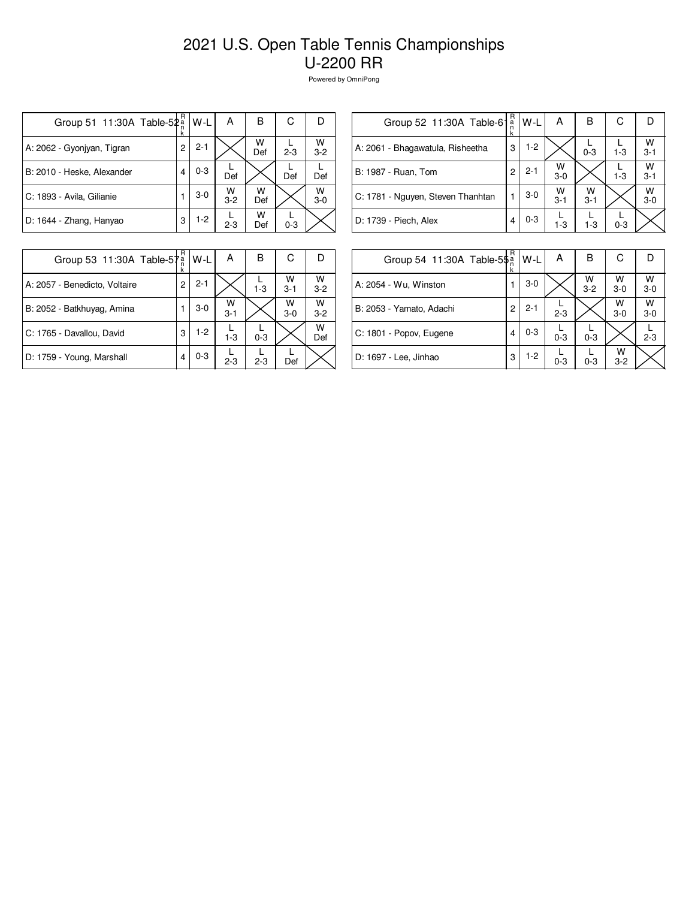# 2021 U.S. Open Table Tennis Championships
## U-2200 RR

Powered by OmniPong

| Group 51 11:30A Table-52 | Rank | W-L | A | B | C | D |
|---|---|---|---|---|---|---|
| A: 2062 - Gyonjyan, Tigran | 2 | 2-1 | | W Def | L 2-3 | W 3-2 |
| B: 2010 - Heske, Alexander | 4 | 0-3 | L Def | | L Def | L Def |
| C: 1893 - Avila, Gilianie | 1 | 3-0 | W 3-2 | W Def | | W 3-0 |
| D: 1644 - Zhang, Hanyao | 3 | 1-2 | L 2-3 | W Def | L 0-3 | |

| Group 52 11:30A Table-61 | Rank | W-L | A | B | C | D |
|---|---|---|---|---|---|---|
| A: 2061 - Bhagawatula, Risheetha | 3 | 1-2 | | L 0-3 | L 1-3 | W 3-1 |
| B: 1987 - Ruan, Tom | 2 | 2-1 | W 3-0 | | L 1-3 | W 3-1 |
| C: 1781 - Nguyen, Steven Thanhtan | 1 | 3-0 | W 3-1 | W 3-1 | | W 3-0 |
| D: 1739 - Piech, Alex | 4 | 0-3 | L 1-3 | L 1-3 | L 0-3 | |

| Group 53 11:30A Table-57 | Rank | W-L | A | B | C | D |
|---|---|---|---|---|---|---|
| A: 2057 - Benedicto, Voltaire | 2 | 2-1 | | L 1-3 | W 3-1 | W 3-2 |
| B: 2052 - Batkhuyag, Amina | 1 | 3-0 | W 3-1 | | W 3-0 | W 3-2 |
| C: 1765 - Davallou, David | 3 | 1-2 | L 1-3 | L 0-3 | | W Def |
| D: 1759 - Young, Marshall | 4 | 0-3 | L 2-3 | L 2-3 | L Def | |

| Group 54 11:30A Table-55 | Rank | W-L | A | B | C | D |
|---|---|---|---|---|---|---|
| A: 2054 - Wu, Winston | 1 | 3-0 | | W 3-2 | W 3-0 | W 3-0 |
| B: 2053 - Yamato, Adachi | 2 | 2-1 | L 2-3 | | W 3-0 | W 3-0 |
| C: 1801 - Popov, Eugene | 4 | 0-3 | L 0-3 | L 0-3 | | L 2-3 |
| D: 1697 - Lee, Jinhao | 3 | 1-2 | L 0-3 | L 0-3 | W 3-2 | |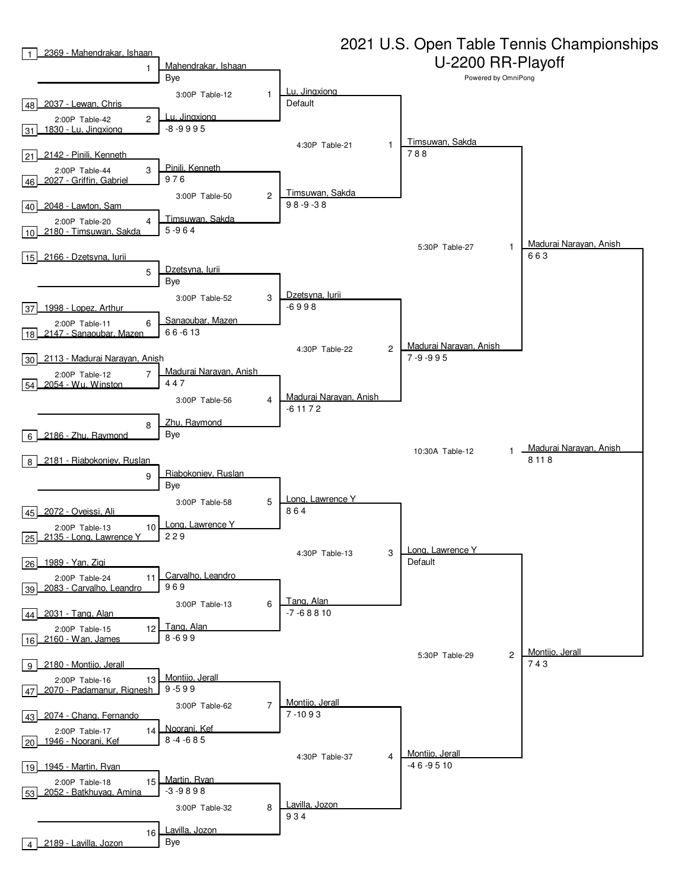# 2021 U.S. Open Table Tennis Championships

## U-2200 RR-Playoff

Powered by OmniPong

### Round 1 (First Round)

| Match | Time / Table | Player 1 | Player 2 | Winner | Score |
|---|---|---|---|---|---|
| 1 | | 1 2369 - Mahendrakar, Ishaan | Bye | Mahendrakar, Ishaan | Bye |
| 2 | 2:00P Table-42 | 48 2037 - Lewan, Chris | 31 1830 - Lu, Jingxiong | Lu, Jingxiong | -8 -9 9 9 5 |
| 3 | 2:00P Table-44 | 21 2142 - Pinili, Kenneth | 46 2027 - Griffin, Gabriel | Pinili, Kenneth | 9 7 6 |
| 4 | 2:00P Table-20 | 40 2048 - Lawton, Sam | 10 2180 - Timsuwan, Sakda | Timsuwan, Sakda | 5 -9 6 4 |
| 5 | | 15 2166 - Dzetsyna, Iurii | Bye | Dzetsyna, Iurii | Bye |
| 6 | 2:00P Table-11 | 37 1998 - Lopez, Arthur | 18 2147 - Sanaoubar, Mazen | Sanaoubar, Mazen | 6 6 -6 13 |
| 7 | 2:00P Table-12 | 30 2113 - Madurai Narayan, Anish | 54 2054 - Wu, Winston | Madurai Narayan, Anish | 4 4 7 |
| 8 | | Bye | 6 2186 - Zhu, Raymond | Zhu, Raymond | Bye |
| 9 | | 8 2181 - Riabokoniev, Ruslan | Bye | Riabokoniev, Ruslan | Bye |
| 10 | 2:00P Table-13 | 45 2072 - Oveissi, Ali | 25 2135 - Long, Lawrence Y | Long, Lawrence Y | 2 2 9 |
| 11 | 2:00P Table-24 | 26 1989 - Yan, Ziqi | 39 2083 - Carvalho, Leandro | Carvalho, Leandro | 9 6 9 |
| 12 | 2:00P Table-15 | 44 2031 - Tang, Alan | 16 2160 - Wan, James | Tang, Alan | 8 -6 9 9 |
| 13 | 2:00P Table-16 | 9 2180 - Montijo, Jerall | 47 2070 - Padamanur, Rignesh | Montijo, Jerall | 9 -5 9 9 |
| 14 | 2:00P Table-17 | 43 2074 - Chang, Fernando | 20 1946 - Noorani, Kef | Noorani, Kef | 8 -4 -6 8 5 |
| 15 | 2:00P Table-18 | 19 1945 - Martin, Ryan | 53 2052 - Batkhuyag, Amina | Martin, Ryan | -3 -9 8 9 8 |
| 16 | | Bye | 4 2189 - Lavilla, Jozon | Lavilla, Jozon | Bye |

### Round 2

| Match | Time / Table | Winner | Score |
|---|---|---|---|
| 1 | 3:00P Table-12 | Lu, Jingxiong | Default |
| 2 | 3:00P Table-50 | Timsuwan, Sakda | 9 8 -9 -3 8 |
| 3 | 3:00P Table-52 | Dzetsyna, Iurii | -6 9 9 8 |
| 4 | 3:00P Table-56 | Madurai Narayan, Anish | -6 11 7 2 |
| 5 | 3:00P Table-58 | Long, Lawrence Y | 8 6 4 |
| 6 | 3:00P Table-13 | Tang, Alan | -7 -6 8 8 10 |
| 7 | 3:00P Table-62 | Montijo, Jerall | 7 -10 9 3 |
| 8 | 3:00P Table-32 | Lavilla, Jozon | 9 3 4 |

### Quarterfinals

| Match | Time / Table | Winner | Score |
|---|---|---|---|
| 1 | 4:30P Table-21 | Timsuwan, Sakda | 7 8 8 |
| 2 | 4:30P Table-22 | Madurai Narayan, Anish | 7 -9 -9 9 5 |
| 3 | 4:30P Table-13 | Long, Lawrence Y | Default |
| 4 | 4:30P Table-37 | Montijo, Jerall | -4 6 -9 5 10 |

### Semifinals

| Match | Time / Table | Winner | Score |
|---|---|---|---|
| 1 | 5:30P Table-27 | Madurai Narayan, Anish | 6 6 3 |
| 2 | 5:30P Table-29 | Montijo, Jerall | 7 4 3 |

### Final

| Match | Time / Table | Winner | Score |
|---|---|---|---|
| 1 | 10:30A Table-12 | Madurai Narayan, Anish | 8 11 8 |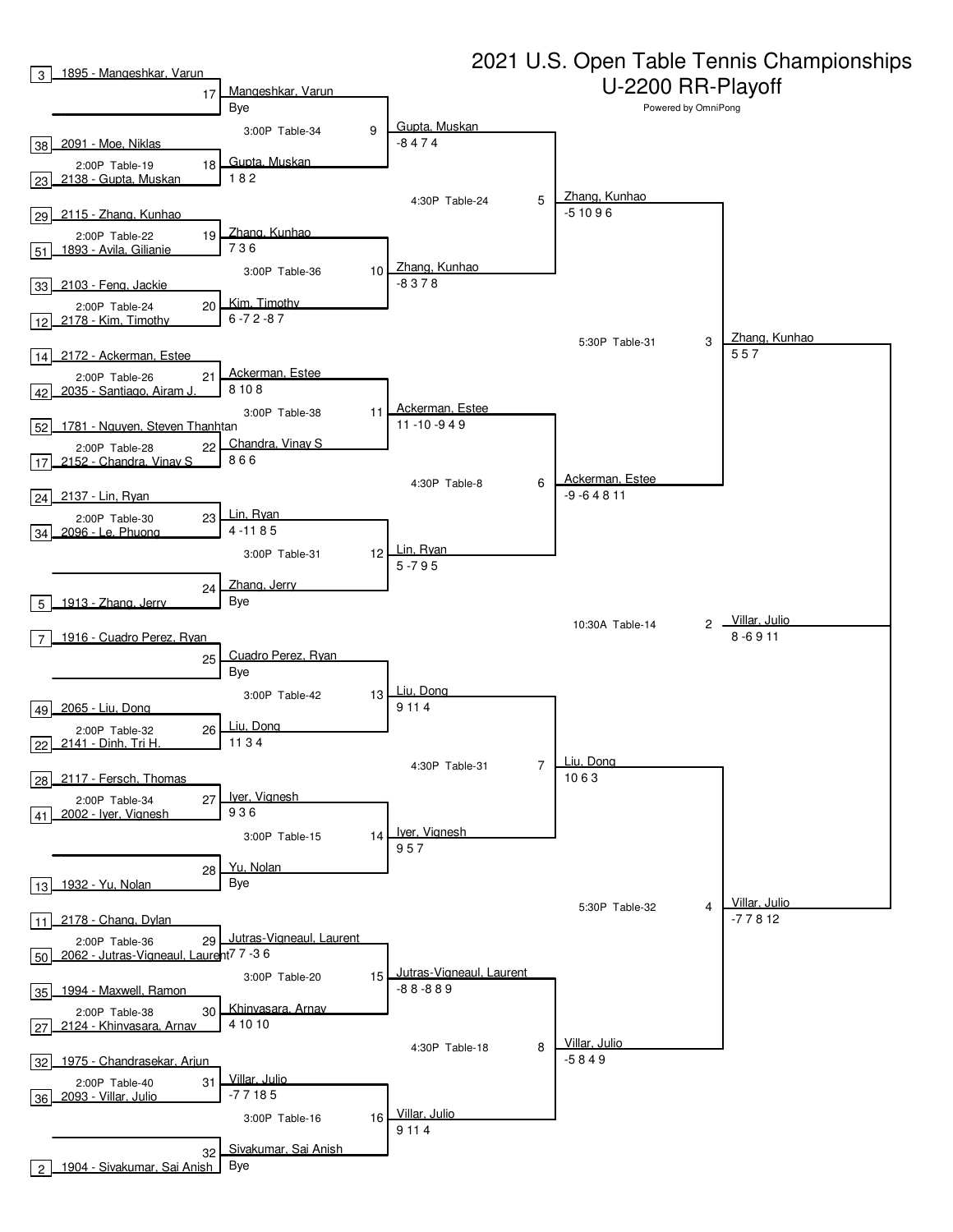# 2021 U.S. Open Table Tennis Championships

## U-2200 RR-Playoff

Powered by OmniPong

### Round 1

| Match | Time / Table | Player 1 | Player 2 | Winner | Scores |
|---|---|---|---|---|---|
| 17 | | [3] 1895 - Mangeshkar, Varun | Bye | Mangeshkar, Varun | |
| 18 | 2:00P Table-19 | [38] 2091 - Moe, Niklas | [23] 2138 - Gupta, Muskan | Gupta, Muskan | 1 8 2 |
| 19 | 2:00P Table-22 | [29] 2115 - Zhang, Kunhao | [51] 1893 - Avila, Gilianie | Zhang, Kunhao | 7 3 6 |
| 20 | 2:00P Table-24 | [33] 2103 - Feng, Jackie | [12] 2178 - Kim, Timothy | Kim, Timothy | 6 -7 2 -8 7 |
| 21 | 2:00P Table-26 | [14] 2172 - Ackerman, Estee | [42] 2035 - Santiago, Airam J. | Ackerman, Estee | 8 10 8 |
| 22 | 2:00P Table-28 | [52] 1781 - Nguyen, Steven Thanhtan | [17] 2152 - Chandra, Vinay S | Chandra, Vinay S | 8 6 6 |
| 23 | 2:00P Table-30 | [24] 2137 - Lin, Ryan | [34] 2096 - Le, Phuong | Lin, Ryan | 4 -11 8 5 |
| 24 | | Bye | [5] 1913 - Zhang, Jerry | Zhang, Jerry | |
| 25 | | [7] 1916 - Cuadro Perez, Ryan | Bye | Cuadro Perez, Ryan | |
| 26 | 2:00P Table-32 | [49] 2065 - Liu, Dong | [22] 2141 - Dinh, Tri H. | Liu, Dong | 11 3 4 |
| 27 | 2:00P Table-34 | [28] 2117 - Fersch, Thomas | [41] 2002 - Iyer, Vignesh | Iyer, Vignesh | 9 3 6 |
| 28 | | Bye | [13] 1932 - Yu, Nolan | Yu, Nolan | |
| 29 | 2:00P Table-36 | [11] 2178 - Chang, Dylan | [50] 2062 - Jutras-Vigneaul, Laurent | Jutras-Vigneaul, Laurent | 7 7 -3 6 |
| 30 | 2:00P Table-38 | [35] 1994 - Maxwell, Ramon | [27] 2124 - Khinvasara, Arnav | Khinvasara, Arnav | 4 10 10 |
| 31 | 2:00P Table-40 | [32] 1975 - Chandrasekar, Arjun | [36] 2093 - Villar, Julio | Villar, Julio | -7 7 18 5 |
| 32 | | Bye | [2] 1904 - Sivakumar, Sai Anish | Sivakumar, Sai Anish | |

### Round 2

| Match | Time / Table | Winner | Scores |
|---|---|---|---|
| 9 | 3:00P Table-34 | Gupta, Muskan | -8 4 7 4 |
| 10 | 3:00P Table-36 | Zhang, Kunhao | -8 3 7 8 |
| 11 | 3:00P Table-38 | Ackerman, Estee | 11 -10 -9 4 9 |
| 12 | 3:00P Table-31 | Lin, Ryan | 5 -7 9 5 |
| 13 | 3:00P Table-42 | Liu, Dong | 9 11 4 |
| 14 | 3:00P Table-15 | Iyer, Vignesh | 9 5 7 |
| 15 | 3:00P Table-20 | Jutras-Vigneaul, Laurent | -8 8 -8 8 9 |
| 16 | 3:00P Table-16 | Villar, Julio | 9 11 4 |

### Quarterfinals

| Match | Time / Table | Winner | Scores |
|---|---|---|---|
| 5 | 4:30P Table-24 | Zhang, Kunhao | -5 10 9 6 |
| 6 | 4:30P Table-8 | Ackerman, Estee | -9 -6 4 8 11 |
| 7 | 4:30P Table-31 | Liu, Dong | 10 6 3 |
| 8 | 4:30P Table-18 | Villar, Julio | -5 8 4 9 |

### Semifinals

| Match | Time / Table | Winner | Scores |
|---|---|---|---|
| 3 | 5:30P Table-31 | Zhang, Kunhao | 5 5 7 |
| 4 | 5:30P Table-32 | Villar, Julio | -7 7 8 12 |

### Final

| Match | Time / Table | Winner | Scores |
|---|---|---|---|
| 2 | 10:30A Table-14 | Villar, Julio | 8 -6 9 11 |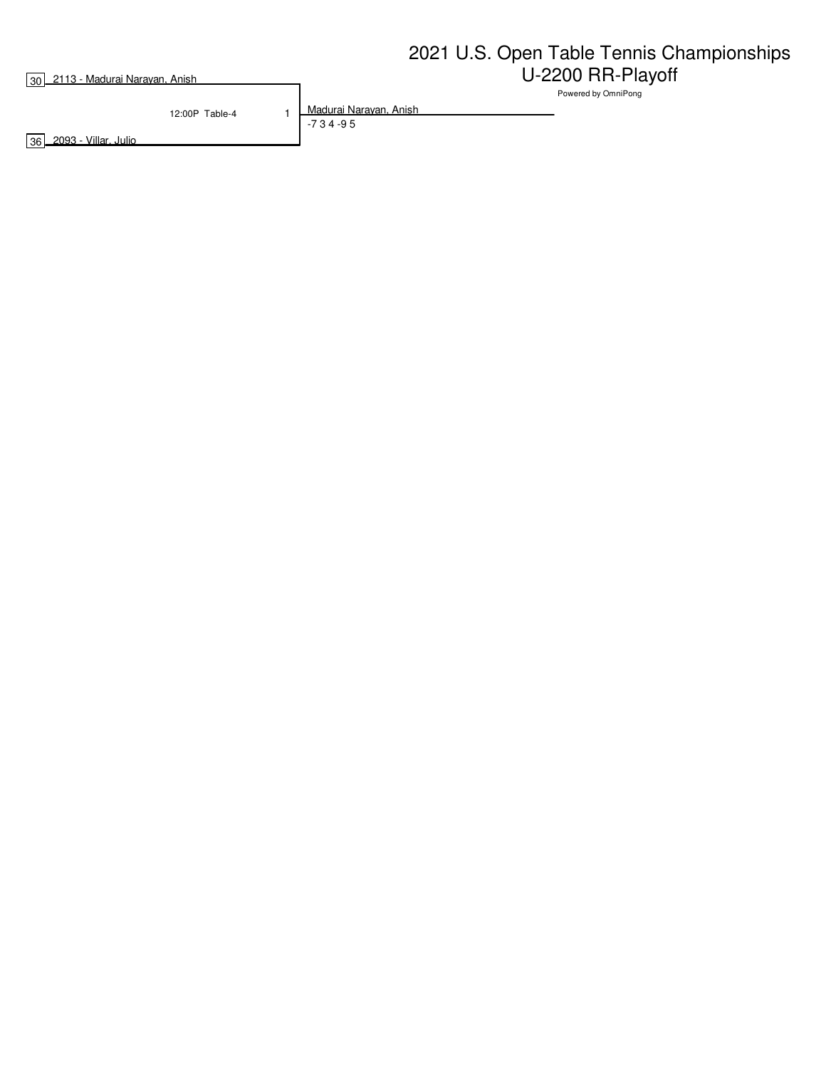# 2021 U.S. Open Table Tennis Championships

## U-2200 RR-Playoff

Powered by OmniPong

30 2113 - Madurai Narayan, Anish

12:00P Table-4 1

Madurai Narayan, Anish

-7 3 4 -9 5

36 2093 - Villar, Julio